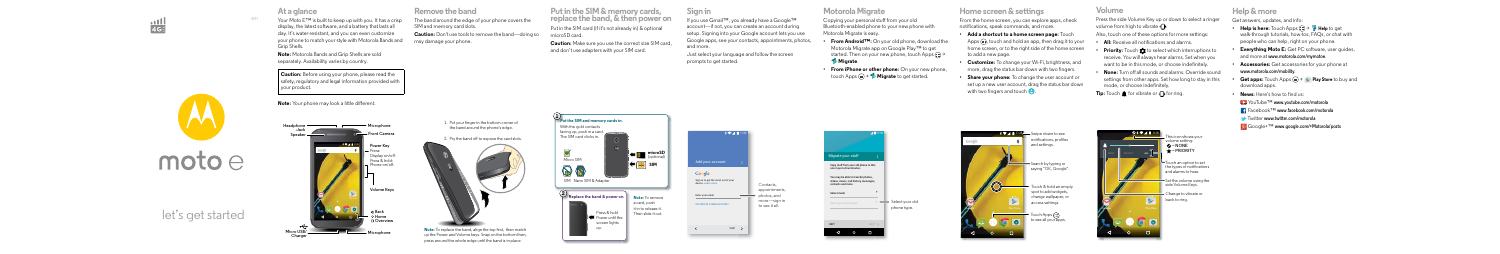# moto e

let's get started

## At a glance

Your Moto E™ is built to keep up with you. It has a crisp display, the latest software, and a battery that lasts all day. It's water resistant, and you can even customize your phone to match your style with Motorola Bands and Grip Shells.

**Note:** Motorola Bands and Grip Shells are sold separately. Availability varies by country.

**Caution:** Before using your phone, please read the safety, regulatory and legal information provided with your product.

**Note:** Your phone may look a little different.

Headphone Jack
Speaker
Microphone
Front Camera
Power Key
Press: Display on/off.
Press & hold: Phone on/off.
Volume Keys
Back
Home
Overview
Micro USB/ Charger
Microphone

## Remove the band

The band around the edge of your phone covers the SIM and memory card slots.

**Caution:** Don't use tools to remove the band—doing so may damage your phone.

1. Put your finger in the bottom corner of the band and on the phone's edge.
2. Pry the band off to expose the card slots.

**Note:** To replace the band, align the top first, then match up the Power and Volume keys. Snap on the bottom then, press around the whole edge until the band is in place.

## Put in the SIM & memory cards, replace the band, & then power on

Put in the SIM card (if it's not already in) & optional microSD card.

**Caution:** Make sure you use the correct size SIM card, and don't use adapters with your SIM card.

1. Put the SIM and memory cards in.
With the gold contacts facing up, push in a card. The SIM card clicks in.
Micro SIM
microSD (optional)
SIM
SIM   Nano SIM & Adapter

2. Replace the band & power on.
Press & hold Power until the screen lights up.

**Note:** To remove a card, push it in to release it. Then slide it out.

## Sign in

If you use Gmail™, you already have a Google™ account—if not, you can create an account during setup. Signing into your Google account lets you use Google apps, see your contacts, appointments, photos, and more.

Just select your language and follow the screen prompts to get started.

Contacts, appointments, photos, and more—sign in to see it all.

## Motorola Migrate

Copying your personal stuff from your old Bluetooth-enabled phone to your new phone with Motorola Migrate is easy.

- **From Android™:** On your old phone, download the Motorola Migrate app on Google Play™ to get started. Then on your new phone, touch Apps > **Migrate**.
- **From iPhone or other phone:** On your new phone, touch Apps > **Migrate** to get started.

Select your old phone type.

## Home screen & settings

From the home screen, you can explore apps, check notifications, speak commands, and more.

- **Add a shortcut to a home screen page:** Touch Apps , touch and hold an app, then drag it to your home screen, or to the right side of the home screen to add a new page.
- **Customize:** To change your Wi-Fi, brightness, and more, drag the status bar down with two fingers.
- **Share your phone:** To change the user account or set up a new user account, drag the status bar down with two fingers and touch .

Swipe down to see notifications, profiles and settings.

Search by typing or saying "OK, Google".

Touch & hold an empty spot to add widgets, change wallpaper, or access settings.

Touch Apps to see all your apps.

## Volume

Press the side Volume Key up or down to select a ringer volume from high to vibrate.

Also, touch one of these options for more settings:

- **All:** Receive all notifications and alarms.
- **Priority:** Touch to select which interruptions to receive. You will always hear alarms. Set when you want to be in this mode, or choose indefinitely.
- **None:** Turn off all sounds and alarms. Override sound settings from other apps. Set how long to stay in this mode, or choose indefinitely.

**Tip:** Touch for vibrate or for ring.

This indicates your volume setting:
- NONE
- PRIORITY

Touch an option to set the types of notifications and alarms to hear.

Set the volume using the side Volume Keys.

Change to vibrate or back to ring.

## Help & more

Get answers, updates, and info:

- **Help is here:** Touch Apps > **Help** to get walk-through tutorials, how-tos, FAQs, or chat with people who can help, right on your phone.
- **Everything Moto E:** Get PC software, user guides, and more at **www.motorola.com/mymotoe**.
- **Accessories:** Get accessories for your phone at **www.motorola.com/mobility**.
- **Get apps:** Touch Apps > **Play Store** to buy and download apps.
- **News:** Here's how to find us:
  - YouTube™ **www.youtube.com/motorola**
  - Facebook™ **www.facebook.com/motorola**
  - Twitter **www.twitter.com/motorola**
  - Google+™ **www.google.com/+Motorola/posts**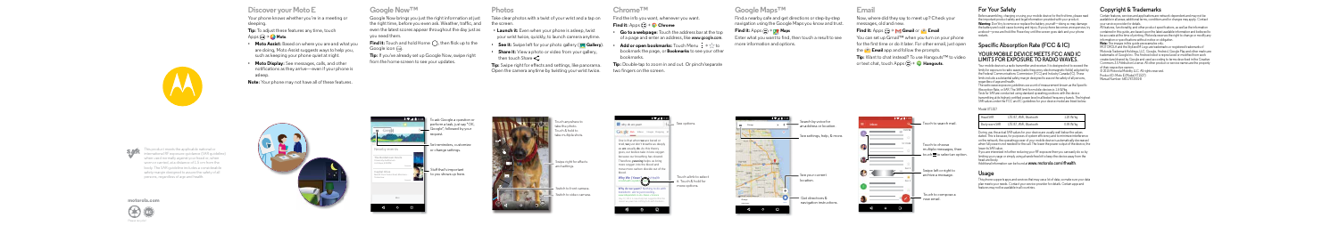## Discover your Moto E

Your phone knows whether you're in a meeting or sleeping.

**Tip:** To adjust these features any time, touch Apps > **Moto**.

- **Moto Assist:** Based on where you are and what you are doing, Moto Assist suggests ways to help you, such as keeping your phone quiet at night.
- **Moto Display:** See messages, calls, and other notifications as they arrive—even if your phone is asleep.

**Note:** Your phone may not have all of these features.

This product meets the applicable national or international RF exposure guidance (SAR guideline) when used normally against your head or, when worn or carried, at a distance of 1.5 cm from the body. The SAR guideline includes a considerable safety margin designed to assure the safety of all persons, regardless of age and health.

motorola.com

## Google Now™

Google Now brings you just the right information at just the right time, before you even ask. Weather, traffic, and even the latest scores appear throughout the day, just as you need them.

**Find it:** Touch and hold Home, then flick up to the Google icon.

**Tip:** If you've already set up Google Now, swipe right from the home screen to see your updates.

To ask Google a question or perform a task, just say "OK Google" followed by your request.

Set reminders, customize or change settings.

Stuff that's important for you shows up here.

## Photos

Take clear photos with a twist of your wrist and a tap on the screen.

- **Launch it:** Even when your phone is asleep, twist your wrist twice, quickly, to launch camera anytime.
- **See it:** Swipe left for your photo gallery ( **Gallery**).
- **Share it:** View a photo or video from your gallery, then touch Share.

**Tip:** Swipe right for effects and settings, like panorama. Open the camera anytime by twisting your wrist twice.

Touch anywhere to take the photo. Touch & hold to take multiple shots.

Swipe right for effects and settings.

Switch to front camera.

Switch to video camera.

## Chrome™

Find the info you want, wherever you want.

**Find it:** Apps > **Chrome**

- **Go to a webpage:** Touch the address bar at the top of a page and enter an address, like **www.google.com**.
- **Add or open bookmarks:** Touch Menu > to bookmark the page, or **Bookmarks** to see your other bookmarks.

**Tip:** Double-tap to zoom in and out. Or pinch/separate two fingers on the screen.

See options.

Touch a link to select it. Touch & hold for more options.

## Google Maps™

Find a nearby cafe and get directions or step-by-step navigation using the Google Maps you know and trust.

**Find it:** Apps > **Maps**

Enter what you want to find, then touch a result to see more information and options.

Search by voice for anwhere or location.

See settings, help, & more.

See your current location.

Get directions & navigation instructions.

## Email

Now, where did they say to meet up? Check your messages, old and new.

**Find it:** Apps > **Gmail** or **Email**

You can set up Gmail™ when you turn on your phone for the first time or do it later. For other email, just open the **Email** app and follow the prompts.

**Tip:** Want to chat instead? To use Hangouts™ to video or text chat, touch Apps > **Hangouts**.

Touch to search mail.

Touch to choose multiple messages, then touch to select an option.

Swipe left or right to archive a message.

Touch to compose a new email.

## For Your Safety

Before assembling, charging or using your mobile device for the first time, please read the important product safety and legal information provided with your product.

**Warning:** Don't try to remove or replace the battery yourself—doing so may damage the battery and could cause burning and injury. If your phone becomes unresponsive, try a reboot—press and hold the Power key until the screen goes dark and your phone restarts.

## Specific Absorption Rate (FCC & IC)

### YOUR MOBILE DEVICE MEETS FCC AND IC LIMITS FOR EXPOSURE TO RADIO WAVES.

Your mobile device is a radio transmitter and receiver. It is designed not to exceed the limits for exposure to radio waves (radio frequency electromagnetic fields) adopted by the Federal Communications Commission (FCC) and Industry Canada (IC). These limits include a substantial safety margin designed to assure the safety of all persons, regardless of age and health.

The radio wave exposure guidelines use a unit of measurement known as the Specific Absorption Rate, or SAR. The SAR limit for mobile devices is 1.6 W/kg.

Tests for SAR are conducted using standard operating positions with the device transmitting at its highest certified power level in all tested frequency bands. The highest SAR values under the FCC and IC guidelines for your device model are listed below:

Model XT1527

| | | |
|---|---|---|
| Head SAR | LTE B7, WiFi, Bluetooth | 1.20 W/kg |
| Body-worn SAR | LTE B7, WiFi, Bluetooth | 0.93 W/kg |

During use, the actual SAR values for your device are usually well below the values stated. This is because, for purposes of system efficiency and to minimize interference on the network, the operating power of your mobile device is automatically decreased when full power is not needed for the call. The lower the power output of the device, the lower its SAR value.

If you are interested in further reducing your RF exposure then you can easily do so by limiting your usage or simply using a hands-free kit to keep the device away from the head and body.

Additional information can be found at **www.motorola.com/rfhealth**.

## Usage

This phone supports apps and services that may use a lot of data, so make sure your data plan meets your needs. Contact your service provider for details. Certain apps and features may not be available in all countries.

## Copyright & Trademarks

Certain features, services and applications are network dependent and may not be available in all areas; additional terms, conditions and/or charges may apply. Contact your service provider for details.

All features, functionality, and other product specifications, as well as the information contained in this guide, are based upon the latest available information and believed to be accurate at the time of printing. Motorola reserves the right to change or modify any information or specifications without notice or obligation.

**Note:** The images in this guide are examples only.

MOTOROLA and the Stylized M Logo are trademarks or registered trademarks of Motorola Trademark Holdings, LLC. Google, Android, Google Play and other marks are trademarks of Google Inc. The Android robot is reproduced or modified from work created and shared by Google and used according to terms described in the Creative Commons 3.0 Attribution License. All other product or service names are the property of their respective owners.

© 2015 Motorola Mobility LLC. All rights reserved.

Product ID: Moto E (Model XT1527)

Manual Number: 68017289001